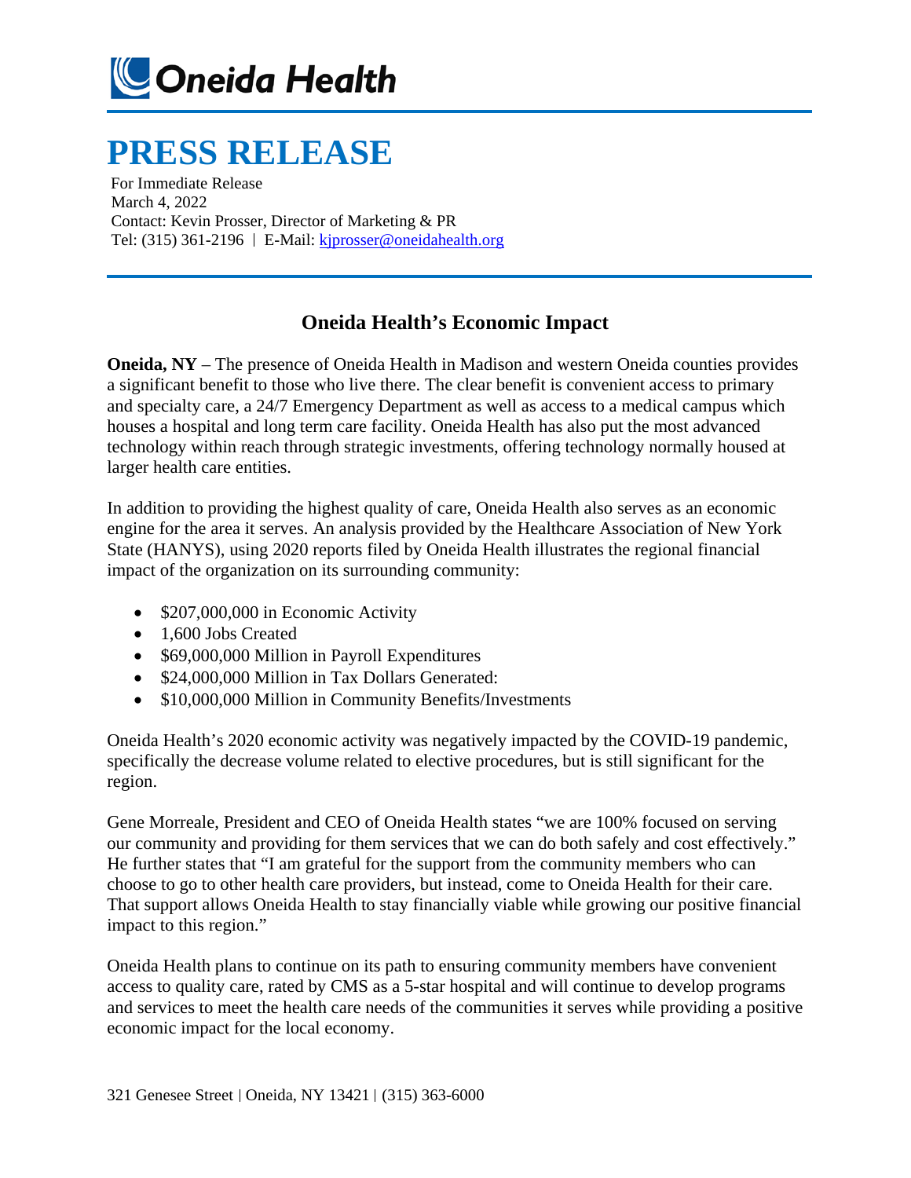Oneida Health

# PRESS RELEASE

For Immediate Release
March 4, 2022
Contact: Kevin Prosser, Director of Marketing & PR
Tel: (315) 361-2196 | E-Mail: kjprosser@oneidahealth.org

## Oneida Health's Economic Impact

**Oneida, NY** – The presence of Oneida Health in Madison and western Oneida counties provides a significant benefit to those who live there. The clear benefit is convenient access to primary and specialty care, a 24/7 Emergency Department as well as access to a medical campus which houses a hospital and long term care facility. Oneida Health has also put the most advanced technology within reach through strategic investments, offering technology normally housed at larger health care entities.

In addition to providing the highest quality of care, Oneida Health also serves as an economic engine for the area it serves. An analysis provided by the Healthcare Association of New York State (HANYS), using 2020 reports filed by Oneida Health illustrates the regional financial impact of the organization on its surrounding community:

- $207,000,000 in Economic Activity
- 1,600 Jobs Created
- $69,000,000 Million in Payroll Expenditures
- $24,000,000 Million in Tax Dollars Generated:
- $10,000,000 Million in Community Benefits/Investments

Oneida Health's 2020 economic activity was negatively impacted by the COVID-19 pandemic, specifically the decrease volume related to elective procedures, but is still significant for the region.

Gene Morreale, President and CEO of Oneida Health states "we are 100% focused on serving our community and providing for them services that we can do both safely and cost effectively." He further states that "I am grateful for the support from the community members who can choose to go to other health care providers, but instead, come to Oneida Health for their care. That support allows Oneida Health to stay financially viable while growing our positive financial impact to this region."

Oneida Health plans to continue on its path to ensuring community members have convenient access to quality care, rated by CMS as a 5-star hospital and will continue to develop programs and services to meet the health care needs of the communities it serves while providing a positive economic impact for the local economy.

321 Genesee Street | Oneida, NY 13421 | (315) 363-6000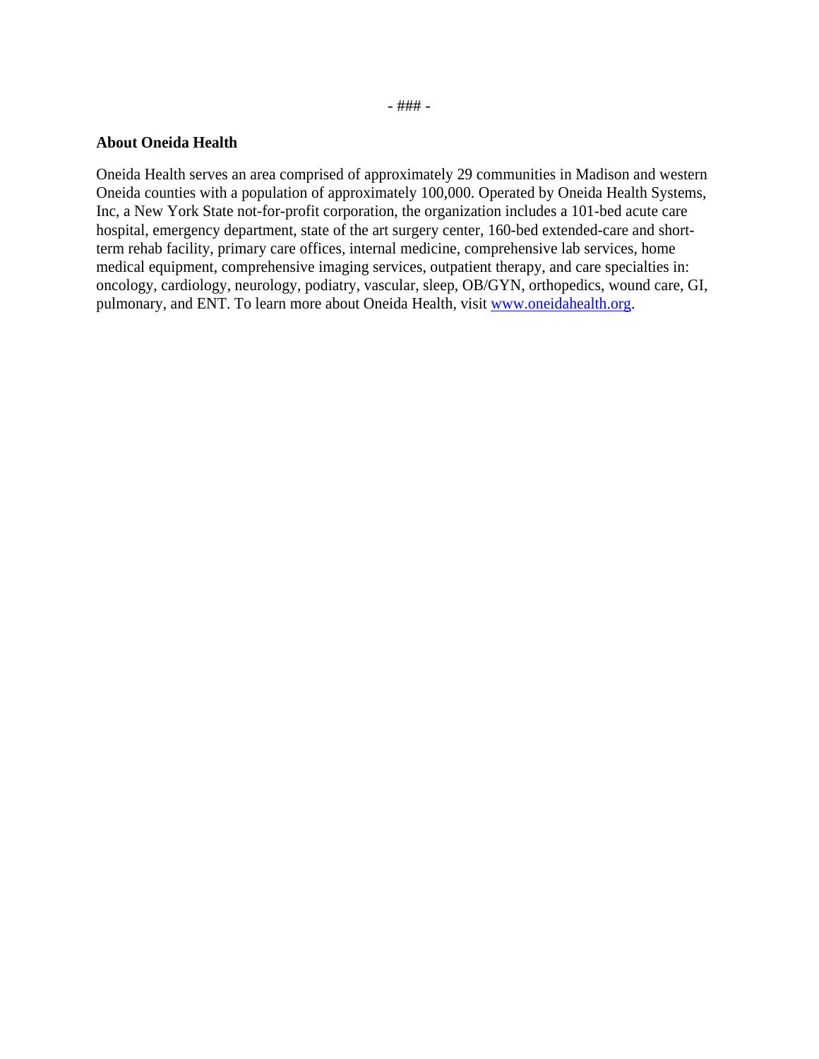- ### -

**About Oneida Health**

Oneida Health serves an area comprised of approximately 29 communities in Madison and western Oneida counties with a population of approximately 100,000. Operated by Oneida Health Systems, Inc, a New York State not-for-profit corporation, the organization includes a 101-bed acute care hospital, emergency department, state of the art surgery center, 160-bed extended-care and short-term rehab facility, primary care offices, internal medicine, comprehensive lab services, home medical equipment, comprehensive imaging services, outpatient therapy, and care specialties in: oncology, cardiology, neurology, podiatry, vascular, sleep, OB/GYN, orthopedics, wound care, GI, pulmonary, and ENT. To learn more about Oneida Health, visit [www.oneidahealth.org](http://www.oneidahealth.org).